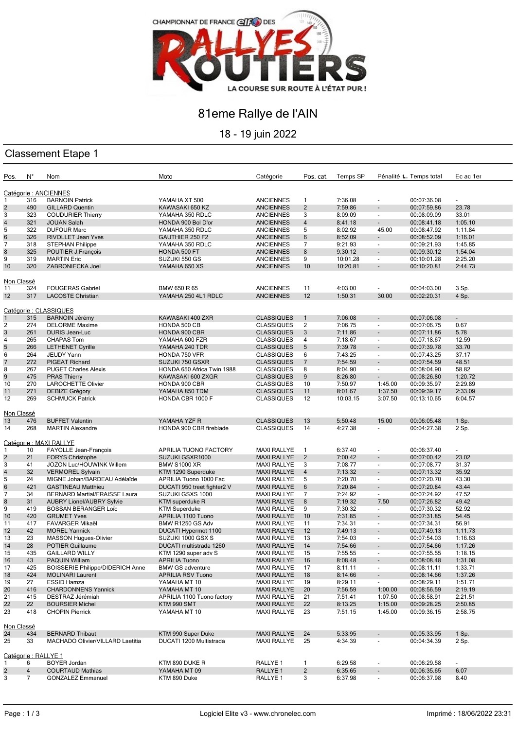CHAMPIONNAT DE FRANCE elf DES RALLYES ROUTIERS

LA COURSE SUR ROUTE À L'ÉTAT PUR !

# 81eme Rallye de l'AIN

## 18 - 19 juin 2022

## Classement Etape 1

| Pos. | N° | Nom | Moto | Catégorie | Pos. cat | Temps SP | Pénalité t... | Temps total | Ec ac 1er |
|---|---|---|---|---|---|---|---|---|---|
| **Catégorie : ANCIENNES** | | | | | | | | | |
| 1 | 316 | BARNOIN Patrick | YAMAHA XT 500 | ANCIENNES | 1 | 7:36.08 | - | 00:07:36.08 | - |
| 2 | 490 | GILLARD Quentin | KAWASAKI 650 KZ | ANCIENNES | 2 | 7:59.86 | - | 00:07:59.86 | 23.78 |
| 3 | 323 | COUDURIER Thierry | YAMAHA 350 RDLC | ANCIENNES | 3 | 8:09.09 | - | 00:08:09.09 | 33.01 |
| 4 | 321 | JOUAN Salah | HONDA 900 Bol D'or | ANCIENNES | 4 | 8:41.18 | - | 00:08:41.18 | 1:05.10 |
| 5 | 322 | DUFOUR Marc | YAMAHA 350 RDLC | ANCIENNES | 5 | 8:02.92 | 45.00 | 00:08:47.92 | 1:11.84 |
| 6 | 326 | RIVOLLET Jean Yves | GAUTHIER 250 F2 | ANCIENNES | 6 | 8:52.09 | - | 00:08:52.09 | 1:16.01 |
| 7 | 318 | STEPHAN Philippe | YAMAHA 350 RDLC | ANCIENNES | 7 | 9:21.93 | - | 00:09:21.93 | 1:45.85 |
| 8 | 325 | POUTIER J.François | HONDA 500 FT | ANCIENNES | 8 | 9:30.12 | - | 00:09:30.12 | 1:54.04 |
| 9 | 319 | MARTIN Eric | SUZUKI 550 GS | ANCIENNES | 9 | 10:01.28 | - | 00:10:01.28 | 2:25.20 |
| 10 | 320 | ZABRONIECKA Joel | YAMAHA 650 XS | ANCIENNES | 10 | 10:20.81 | - | 00:10:20.81 | 2:44.73 |
| **Non Classé** | | | | | | | | | |
| 11 | 324 | FOUGERAS Gabriel | BMW 650 R 65 | ANCIENNES | 11 | 4:03.00 | - | 00:04:03.00 | 3 Sp. |
| 12 | 317 | LACOSTE Christian | YAMAHA 250 4L1 RDLC | ANCIENNES | 12 | 1:50.31 | 30.00 | 00:02:20.31 | 4 Sp. |
| **Catégorie : CLASSIQUES** | | | | | | | | | |
| 1 | 315 | BARNOIN Jérémy | KAWASAKI 400 ZXR | CLASSIQUES | 1 | 7:06.08 | - | 00:07:06.08 | - |
| 2 | 274 | DELORME Maxime | HONDA 500 CB | CLASSIQUES | 2 | 7:06.75 | - | 00:07:06.75 | 0.67 |
| 3 | 261 | DURIS Jean-Luc | HONDA 900 CBR | CLASSIQUES | 3 | 7:11.86 | - | 00:07:11.86 | 5.78 |
| 4 | 265 | CHAPAS Tom | YAMAHA 600 FZR | CLASSIQUES | 4 | 7:18.67 | - | 00:07:18.67 | 12.59 |
| 5 | 266 | LETHENET Cyrille | YAMAHA 240 TDR | CLASSIQUES | 5 | 7:39.78 | - | 00:07:39.78 | 33.70 |
| 6 | 264 | JEUDY Yann | HONDA 750 VFR | CLASSIQUES | 6 | 7:43.25 | - | 00:07:43.25 | 37.17 |
| 7 | 272 | PIGEAT Richard | SUZUKI 750 GSXR | CLASSIQUES | 7 | 7:54.59 | - | 00:07:54.59 | 48.51 |
| 8 | 267 | PUGET Charles Alexis | HONDA 650 Africa Twin 1988 | CLASSIQUES | 8 | 8:04.90 | - | 00:08:04.90 | 58.82 |
| 9 | 475 | PRAS Thierry | KAWASAKI 600 ZXGR | CLASSIQUES | 9 | 8:26.80 | - | 00:08:26.80 | 1:20.72 |
| 10 | 270 | LAROCHETTE Olivier | HONDA 900 CBR | CLASSIQUES | 10 | 7:50.97 | 1:45.00 | 00:09:35.97 | 2:29.89 |
| 11 | 271 | DEBIZE Grégory | YAMAHA 850 TDM | CLASSIQUES | 11 | 8:01.67 | 1:37.50 | 00:09:39.17 | 2:33.09 |
| 12 | 269 | SCHMUCK Patrick | HONDA CBR 1000 F | CLASSIQUES | 12 | 10:03.15 | 3:07.50 | 00:13:10.65 | 6:04.57 |
| **Non Classé** | | | | | | | | | |
| 13 | 476 | BUFFET Valentin | YAMAHA YZF R | CLASSIQUES | 13 | 5:50.48 | 15.00 | 00:06:05.48 | 1 Sp. |
| 14 | 268 | MARTIN Alexandre | HONDA 900 CBR fireblade | CLASSIQUES | 14 | 4:27.38 | - | 00:04:27.38 | 2 Sp. |
| **Catégorie : MAXI RALLYE** | | | | | | | | | |
| 1 | 10 | FAYOLLE Jean-François | APRILIA TUONO FACTORY | MAXI RALLYE | 1 | 6:37.40 | - | 00:06:37.40 | - |
| 2 | 21 | FORYS Christophe | SUZUKI GSXR1000 | MAXI RALLYE | 2 | 7:00.42 | - | 00:07:00.42 | 23.02 |
| 3 | 41 | JOZON Luc/HOUWINK Willem | BMW S1000 XR | MAXI RALLYE | 3 | 7:08.77 | - | 00:07:08.77 | 31.37 |
| 4 | 32 | VERMOREL Sylvain | KTM 1290 Superduke | MAXI RALLYE | 4 | 7:13.32 | - | 00:07:13.32 | 35.92 |
| 5 | 24 | MIGNE Johan/BARDEAU Adélaïde | APRILIA Tuono 1000 Fac | MAXI RALLYE | 5 | 7:20.70 | - | 00:07:20.70 | 43.30 |
| 6 | 421 | GASTINEAU Matthieu | DUCATI 950 treet fighter2 V | MAXI RALLYE | 6 | 7:20.84 | - | 00:07:20.84 | 43.44 |
| 7 | 34 | BERNARD Martial/FRAISSE Laura | SUZUKI GSXS 1000 | MAXI RALLYE | 7 | 7:24.92 | - | 00:07:24.92 | 47.52 |
| 8 | 31 | AUBRY Lionel/AUBRY Sylvie | KTM superduke R | MAXI RALLYE | 8 | 7:19.32 | 7.50 | 00:07:26.82 | 49.42 |
| 9 | 419 | BOSSAN BERANGER Loïc | KTM Superduke | MAXI RALLYE | 9 | 7:30.32 | - | 00:07:30.32 | 52.92 |
| 10 | 420 | GRUMET Yves | APRILIA 1100 Tuono | MAXI RALLYE | 10 | 7:31.85 | - | 00:07:31.85 | 54.45 |
| 11 | 417 | FAVARGER Mikaël | BMW R1250 GS Adv | MAXI RALLYE | 11 | 7:34.31 | - | 00:07:34.31 | 56.91 |
| 12 | 42 | MOREL Yannick | DUCATI Hypermot 1100 | MAXI RALLYE | 12 | 7:49.13 | - | 00:07:49.13 | 1:11.73 |
| 13 | 23 | MASSON Hugues-Olivier | SUZUKI 1000 GSX S | MAXI RALLYE | 13 | 7:54.03 | - | 00:07:54.03 | 1:16.63 |
| 14 | 28 | POTIER Guillaume | DUCATI multistrada 1260 | MAXI RALLYE | 14 | 7:54.66 | - | 00:07:54.66 | 1:17.26 |
| 15 | 435 | GAILLARD WILLY | KTM 1290 super adv S | MAXI RALLYE | 15 | 7:55.55 | - | 00:07:55.55 | 1:18.15 |
| 16 | 43 | PAQUIN William | APRILIA Tuono | MAXI RALLYE | 16 | 8:08.48 | - | 00:08:08.48 | 1:31.08 |
| 17 | 425 | BOISSERIE Philippe/DIDERICH Anne | BMW GS adventure | MAXI RALLYE | 17 | 8:11.11 | - | 00:08:11.11 | 1:33.71 |
| 18 | 424 | MOLINARI Laurent | APRILIA RSV Tuono | MAXI RALLYE | 18 | 8:14.66 | - | 00:08:14.66 | 1:37.26 |
| 19 | 27 | ESSID Hamza | YAMAHA MT 10 | MAXI RALLYE | 19 | 8:29.11 | - | 00:08:29.11 | 1:51.71 |
| 20 | 416 | CHARDONNENS Yannick | YAMAHA MT 10 | MAXI RALLYE | 20 | 7:56.59 | 1:00.00 | 00:08:56.59 | 2:19.19 |
| 21 | 415 | DESTRAZ Jérémiah | APRILIA 1100 Tuono factory | MAXI RALLYE | 21 | 7:51.41 | 1:07.50 | 00:08:58.91 | 2:21.51 |
| 22 | 22 | BOURSIER Michel | KTM 990 SMT | MAXI RALLYE | 22 | 8:13.25 | 1:15.00 | 00:09:28.25 | 2:50.85 |
| 23 | 418 | CHOPIN Pierrick | YAMAHA MT 10 | MAXI RALLYE | 23 | 7:51.15 | 1:45.00 | 00:09:36.15 | 2:58.75 |
| **Non Classé** | | | | | | | | | |
| 24 | 434 | BERNARD Thibaut | KTM 990 Super Duke | MAXI RALLYE | 24 | 5:33.95 | - | 00:05:33.95 | 1 Sp. |
| 25 | 33 | MACHADO Olivier/VILLARD Laetitia | DUCATI 1200 Multistrada | MAXI RALLYE | 25 | 4:34.39 | - | 00:04:34.39 | 2 Sp. |
| **Catégorie : RALLYE 1** | | | | | | | | | |
| 1 | 6 | BOYER Jordan | KTM 890 DUKE R | RALLYE 1 | 1 | 6:29.58 | - | 00:06:29.58 | - |
| 2 | 4 | COURTAUD Mathias | YAMAHA MT 09 | RALLYE 1 | 2 | 6:35.65 | - | 00:06:35.65 | 6.07 |
| 3 | 7 | GONZALEZ Emmanuel | KTM 890 Duke | RALLYE 1 | 3 | 6:37.98 | - | 00:06:37.98 | 8.40 |

Logiciel Elite v3 - www.chronelec.com

Imprimé : 18/06/2022 23:31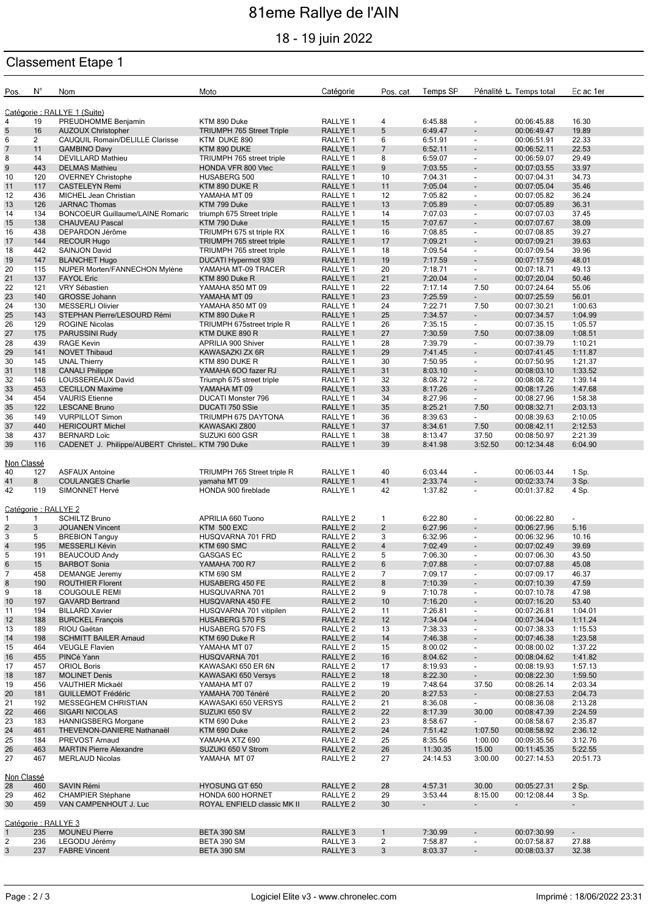# 81eme Rallye de l'AIN

## 18 - 19 juin 2022

### Classement Etape 1

| Pos. | N° | Nom | Moto | Catégorie | Pos. cat | Temps SP | Pénalité t... | Temps total | Ec ac 1er |
|---|---|---|---|---|---|---|---|---|---|
| Catégorie : RALLYE 1 (Suite) | | | | | | | | | |
| 4 | 19 | PREUDHOMME Benjamin | KTM 890 Duke | RALLYE 1 | 4 | 6:45.88 | - | 00:06:45.88 | 16.30 |
| 5 | 16 | AUZOUX Christopher | TRIUMPH 765 Street Triple | RALLYE 1 | 5 | 6:49.47 | - | 00:06:49.47 | 19.89 |
| 6 | 2 | CAUQUIL Romain/DELILLE Clarisse | KTM DUKE 890 | RALLYE 1 | 6 | 6:51.91 | - | 00:06:51.91 | 22.33 |
| 7 | 11 | GAMBINO Davy | KTM 890 DUKE | RALLYE 1 | 7 | 6:52.11 | - | 00:06:52.11 | 22.53 |
| 8 | 14 | DEVILLARD Mathieu | TRIUMPH 765 street triple | RALLYE 1 | 8 | 6:59.07 | - | 00:06:59.07 | 29.49 |
| 9 | 443 | DELMAS Mathieu | HONDA VFR 800 Vtec | RALLYE 1 | 9 | 7:03.55 | - | 00:07:03.55 | 33.97 |
| 10 | 120 | OVERNEY Christophe | HUSABERG 500 | RALLYE 1 | 10 | 7:04.31 | - | 00:07:04.31 | 34.73 |
| 11 | 117 | CASTELEYN Remi | KTM 890 DUKE R | RALLYE 1 | 11 | 7:05.04 | - | 00:07:05.04 | 35.46 |
| 12 | 436 | MICHEL Jean Christian | YAMAHA MT 09 | RALLYE 1 | 12 | 7:05.82 | - | 00:07:05.82 | 36.24 |
| 13 | 126 | JARNAC Thomas | KTM 799 Duke | RALLYE 1 | 13 | 7:05.89 | - | 00:07:05.89 | 36.31 |
| 14 | 134 | BONCOEUR Guillaume/LAINE Romaric | triumph 675 Street triple | RALLYE 1 | 14 | 7:07.03 | - | 00:07:07.03 | 37.45 |
| 15 | 138 | CHAUVEAU Pascal | KTM 790 Duke | RALLYE 1 | 15 | 7:07.67 | - | 00:07:07.67 | 38.09 |
| 16 | 438 | DEPARDON Jérôme | TRIUMPH 675 st triple RX | RALLYE 1 | 16 | 7:08.85 | - | 00:07:08.85 | 39.27 |
| 17 | 144 | RECOUR Hugo | TRIUMPH 765 street triple | RALLYE 1 | 17 | 7:09.21 | - | 00:07:09.21 | 39.63 |
| 18 | 442 | SAINJON David | TRIUMPH 765 street triple | RALLYE 1 | 18 | 7:09.54 | - | 00:07:09.54 | 39.96 |
| 19 | 147 | BLANCHET Hugo | DUCATI Hypermot 939 | RALLYE 1 | 19 | 7:17.59 | - | 00:07:17.59 | 48.01 |
| 20 | 115 | NUPER Morten/FANNECHON Mylène | YAMAHA MT-09 TRACER | RALLYE 1 | 20 | 7:18.71 | - | 00:07:18.71 | 49.13 |
| 21 | 137 | FAYOL Eric | KTM 890 Duke R | RALLYE 1 | 21 | 7:20.04 | - | 00:07:20.04 | 50.46 |
| 22 | 121 | VRY Sébastien | YAMAHA 850 MT 09 | RALLYE 1 | 22 | 7:17.14 | 7.50 | 00:07:24.64 | 55.06 |
| 23 | 140 | GROSSE Johann | YAMAHA MT 09 | RALLYE 1 | 23 | 7:25.59 | - | 00:07:25.59 | 56.01 |
| 24 | 130 | MESSERLI Olivier | YAMAHA 850 MT 09 | RALLYE 1 | 24 | 7:22.71 | 7.50 | 00:07:30.21 | 1:00.63 |
| 25 | 143 | STEPHAN Pierre/LESOURD Rémi | KTM 890 Duke R | RALLYE 1 | 25 | 7:34.57 | - | 00:07:34.57 | 1:04.99 |
| 26 | 129 | ROGINE Nicolas | TRIUMPH 675street triple R | RALLYE 1 | 26 | 7:35.15 | - | 00:07:35.15 | 1:05.57 |
| 27 | 175 | PARUSSINI Rudy | KTM DUKE 890 R | RALLYE 1 | 27 | 7:30.59 | 7.50 | 00:07:38.09 | 1:08.51 |
| 28 | 439 | RAGE Kevin | APRILIA 900 Shiver | RALLYE 1 | 28 | 7:39.79 | - | 00:07:39.79 | 1:10.21 |
| 29 | 141 | NOVET Thibaud | KAWASAZKI ZX 6R | RALLYE 1 | 29 | 7:41.45 | - | 00:07:41.45 | 1:11.87 |
| 30 | 145 | UNAL Thierry | KTM 890 DUKE R | RALLYE 1 | 30 | 7:50.95 | - | 00:07:50.95 | 1:21.37 |
| 31 | 118 | CANALI Philippe | YAMAHA 6OO fazer RJ | RALLYE 1 | 31 | 8:03.10 | - | 00:08:03.10 | 1:33.52 |
| 32 | 146 | LOUSSEREAUX David | Triumph 675 street triple | RALLYE 1 | 32 | 8:08.72 | - | 00:08:08.72 | 1:39.14 |
| 33 | 453 | CECILLON Maxime | YAMAHA MT 09 | RALLYE 1 | 33 | 8:17.26 | - | 00:08:17.26 | 1:47.68 |
| 34 | 454 | VAURIS Etienne | DUCATI Monster 796 | RALLYE 1 | 34 | 8:27.96 | - | 00:08:27.96 | 1:58.38 |
| 35 | 122 | LESCANE Bruno | DUCATI 750 SSie | RALLYE 1 | 35 | 8:25.21 | 7.50 | 00:08:32.71 | 2:03.13 |
| 36 | 149 | VURPILLOT Simon | TRIUMPH 675 DAYTONA | RALLYE 1 | 36 | 8:39.63 | - | 00:08:39.63 | 2:10.05 |
| 37 | 440 | HERICOURT Michel | KAWASAKI Z800 | RALLYE 1 | 37 | 8:34.61 | 7.50 | 00:08:42.11 | 2:12.53 |
| 38 | 437 | BERNARD Loïc | SUZUKI 600 GSR | RALLYE 1 | 38 | 8:13.47 | 37.50 | 00:08:50.97 | 2:21.39 |
| 39 | 116 | CADENET J. Philippe/AUBERT Christel... | KTM 790 Duke | RALLYE 1 | 39 | 8:41.98 | 3:52.50 | 00:12:34.48 | 6:04.90 |
| Non Classé | | | | | | | | | |
| 40 | 127 | ASFAUX Antoine | TRIUMPH 765 Street triple R | RALLYE 1 | 40 | 6:03.44 | - | 00:06:03.44 | 1 Sp. |
| 41 | 8 | COULANGES Charlie | yamaha MT 09 | RALLYE 1 | 41 | 2:33.74 | - | 00:02:33.74 | 3 Sp. |
| 42 | 119 | SIMONNET Hervé | HONDA 900 fireblade | RALLYE 1 | 42 | 1:37.82 | - | 00:01:37.82 | 4 Sp. |
| Catégorie : RALLYE 2 | | | | | | | | | |
| 1 | 1 | SCHILTZ Bruno | APRILIA 660 Tuono | RALLYE 2 | 1 | 6:22.80 | - | 00:06:22.80 | - |
| 2 | 3 | JOUANEN Vincent | KTM 500 EXC | RALLYE 2 | 2 | 6:27.96 | - | 00:06:27.96 | 5.16 |
| 3 | 5 | BREBION Tanguy | HUSQVARNA 701 FRD | RALLYE 2 | 3 | 6:32.96 | - | 00:06:32.96 | 10.16 |
| 4 | 195 | MESSERLI Kévin | KTM 690 SMC | RALLYE 2 | 4 | 7:02.49 | - | 00:07:02.49 | 39.69 |
| 5 | 191 | BEAUCOUD Andy | GASGAS EC | RALLYE 2 | 5 | 7:06.30 | - | 00:07:06.30 | 43.50 |
| 6 | 15 | BARBOT Sonia | YAMAHA 700 R7 | RALLYE 2 | 6 | 7:07.88 | - | 00:07:07.88 | 45.08 |
| 7 | 458 | DEMANGE Jeremy | KTM 690 SM | RALLYE 2 | 7 | 7:09.17 | - | 00:07:09.17 | 46.37 |
| 8 | 190 | ROUTHIER Florent | HUSABERG 450 FE | RALLYE 2 | 8 | 7:10.39 | - | 00:07:10.39 | 47.59 |
| 9 | 18 | COUGOULE REMI | HUSQUVARNA 701 | RALLYE 2 | 9 | 7:10.78 | - | 00:07:10.78 | 47.98 |
| 10 | 197 | GAVARD Bertrand | HUSQVARNA 450 FE | RALLYE 2 | 10 | 7:16.20 | - | 00:07:16.20 | 53.40 |
| 11 | 194 | BILLARD Xavier | HUSQVARNA 701 vitipilen | RALLYE 2 | 11 | 7:26.81 | - | 00:07:26.81 | 1:04.01 |
| 12 | 188 | BURCKEL François | HUSABERG 570 FS | RALLYE 2 | 12 | 7:34.04 | - | 00:07:34.04 | 1:11.24 |
| 13 | 189 | RIOU Gaëtan | HUSABERG 570 FS | RALLYE 2 | 13 | 7:38.33 | - | 00:07:38.33 | 1:15.53 |
| 14 | 198 | SCHMITT BAILER Arnaud | KTM 690 Duke R | RALLYE 2 | 14 | 7:46.38 | - | 00:07:46.38 | 1:23.58 |
| 15 | 464 | VEUGLE Flavien | YAMAHA MT 07 | RALLYE 2 | 15 | 8:00.02 | - | 00:08:00.02 | 1:37.22 |
| 16 | 455 | PINCé Yann | HUSQVARNA 701 | RALLYE 2 | 16 | 8:04.62 | - | 00:08:04.62 | 1:41.82 |
| 17 | 457 | ORIOL Boris | KAWASAKI 650 ER 6N | RALLYE 2 | 17 | 8:19.93 | - | 00:08:19.93 | 1:57.13 |
| 18 | 187 | MOLINET Denis | KAWASAKI 650 Versys | RALLYE 2 | 18 | 8:22.30 | - | 00:08:22.30 | 1:59.50 |
| 19 | 456 | VAUTHIER Mickaël | YAMAHA MT 07 | RALLYE 2 | 19 | 7:48.64 | 37.50 | 00:08:26.14 | 2:03.34 |
| 20 | 181 | GUILLEMOT Frédéric | YAMAHA 700 Ténéré | RALLYE 2 | 20 | 8:27.53 | - | 00:08:27.53 | 2:04.73 |
| 21 | 192 | MESSEGHEM CHRISTIAN | KAWASAKI 650 VERSYS | RALLYE 2 | 21 | 8:36.08 | - | 00:08:36.08 | 2:13.28 |
| 22 | 466 | SIGARI NICOLAS | SUZUKI 650 SV | RALLYE 2 | 22 | 8:17.39 | 30.00 | 00:08:47.39 | 2:24.59 |
| 23 | 183 | HANNIGSBERG Morgane | KTM 690 Duke | RALLYE 2 | 23 | 8:58.67 | - | 00:08:58.67 | 2:35.87 |
| 24 | 461 | THEVENON-DANIERE Nathanaël | KTM 690 Duke | RALLYE 2 | 24 | 7:51.42 | 1:07.50 | 00:08:58.92 | 2:36.12 |
| 25 | 184 | PREVOST Arnaud | YAMAHA XTZ 690 | RALLYE 2 | 25 | 8:35.56 | 1:00.00 | 00:09:35.56 | 3:12.76 |
| 26 | 463 | MARTIN Pierre Alexandre | SUZUKI 650 V Strom | RALLYE 2 | 26 | 11:30.35 | 15.00 | 00:11:45.35 | 5:22.55 |
| 27 | 467 | MERLAUD Nicolas | YAMAHA MT 07 | RALLYE 2 | 27 | 24:14.53 | 3:00.00 | 00:27:14.53 | 20:51.73 |
| Non Classé | | | | | | | | | |
| 28 | 460 | SAVIN Rémi | HYOSUNG GT 650 | RALLYE 2 | 28 | 4:57.31 | 30.00 | 00:05:27.31 | 2 Sp. |
| 29 | 462 | CHAMPIER Stéphane | HONDA 600 HORNET | RALLYE 2 | 29 | 3:53.44 | 8:15.00 | 00:12:08.44 | 3 Sp. |
| 30 | 459 | VAN CAMPENHOUT J. Luc | ROYAL ENFIELD classic MK II | RALLYE 2 | 30 | - | - | - | - |
| Catégorie : RALLYE 3 | | | | | | | | | |
| 1 | 235 | MOUNEU Pierre | BETA 390 SM | RALLYE 3 | 1 | 7:30.99 | - | 00:07:30.99 | - |
| 2 | 236 | LEGODU Jérémy | BETA 390 SM | RALLYE 3 | 2 | 7:58.87 | - | 00:07:58.87 | 27.88 |
| 3 | 237 | FABRE Vincent | BETA 390 SM | RALLYE 3 | 3 | 8:03.37 | - | 00:08:03.37 | 32.38 |

Logiciel Elite v3 - www.chronelec.com

Imprimé : 18/06/2022 23:31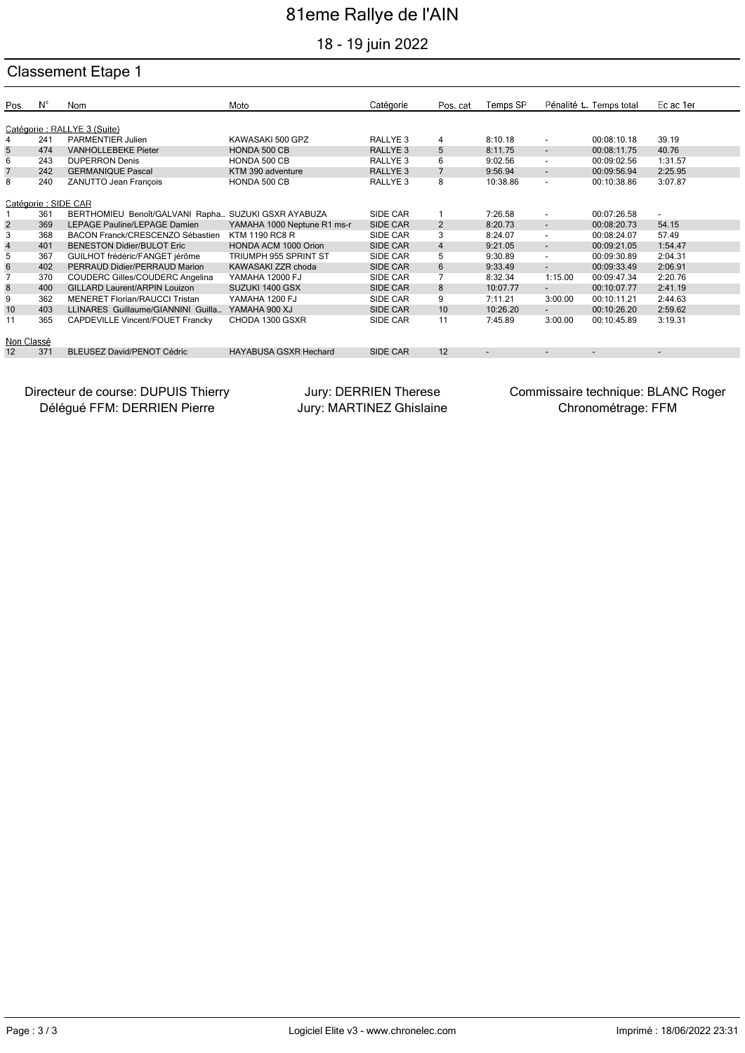# 81eme Rallye de l'AIN

18 - 19 juin 2022

## Classement Etape 1

| Pos. | N° | Nom | Moto | Catégorie | Pos. cat | Temps SP | Pénalité t... | Temps total | Ec ac 1er |
|---|---|---|---|---|---|---|---|---|---|
| Catégorie : RALLYE 3 (Suite) | | | | | | | | | |
| 4 | 241 | PARMENTIER Julien | KAWASAKI 500 GPZ | RALLYE 3 | 4 | 8:10.18 | - | 00:08:10.18 | 39.19 |
| 5 | 474 | VANHOLLEBEKE Pieter | HONDA 500 CB | RALLYE 3 | 5 | 8:11.75 | - | 00:08:11.75 | 40.76 |
| 6 | 243 | DUPERRON Denis | HONDA 500 CB | RALLYE 3 | 6 | 9:02.56 | - | 00:09:02.56 | 1:31.57 |
| 7 | 242 | GERMANIQUE Pascal | KTM 390 adventure | RALLYE 3 | 7 | 9:56.94 | - | 00:09:56.94 | 2:25.95 |
| 8 | 240 | ZANUTTO Jean François | HONDA 500 CB | RALLYE 3 | 8 | 10:38.86 | - | 00:10:38.86 | 3:07.87 |
| Catégorie : SIDE CAR | | | | | | | | | |
| 1 | 361 | BERTHOMIEU Benoît/GALVANI Rapha... | SUZUKI GSXR AYABUZA | SIDE CAR | 1 | 7:26.58 | - | 00:07:26.58 | - |
| 2 | 369 | LEPAGE Pauline/LEPAGE Damien | YAMAHA 1000 Neptune R1 ms-r | SIDE CAR | 2 | 8:20.73 | - | 00:08:20.73 | 54.15 |
| 3 | 368 | BACON Franck/CRESCENZO Sébastien | KTM 1190 RC8 R | SIDE CAR | 3 | 8:24.07 | - | 00:08:24.07 | 57.49 |
| 4 | 401 | BENESTON Didier/BULOT Eric | HONDA ACM 1000 Orion | SIDE CAR | 4 | 9:21.05 | - | 00:09:21.05 | 1:54.47 |
| 5 | 367 | GUILHOT frédéric/FANGET jérôme | TRIUMPH 955 SPRINT ST | SIDE CAR | 5 | 9:30.89 | - | 00:09:30.89 | 2:04.31 |
| 6 | 402 | PERRAUD Didier/PERRAUD Marion | KAWASAKI ZZR choda | SIDE CAR | 6 | 9:33.49 | - | 00:09:33.49 | 2:06.91 |
| 7 | 370 | COUDERC Gilles/COUDERC Angelina | YAMAHA 12000 FJ | SIDE CAR | 7 | 8:32.34 | 1:15.00 | 00:09:47.34 | 2:20.76 |
| 8 | 400 | GILLARD Laurent/ARPIN Louizon | SUZUKI 1400 GSX | SIDE CAR | 8 | 10:07.77 | - | 00:10:07.77 | 2:41.19 |
| 9 | 362 | MENERET Florian/RAUCCI Tristan | YAMAHA 1200 FJ | SIDE CAR | 9 | 7:11.21 | 3:00.00 | 00:10:11.21 | 2:44.63 |
| 10 | 403 | LLINARES Guillaume/GIANNINI Guilla... | YAMAHA 900 XJ | SIDE CAR | 10 | 10:26.20 | - | 00:10:26.20 | 2:59.62 |
| 11 | 365 | CAPDEVILLE Vincent/FOUET Francky | CHODA 1300 GSXR | SIDE CAR | 11 | 7:45.89 | 3:00.00 | 00:10:45.89 | 3:19.31 |
| Non Classé | | | | | | | | | |
| 12 | 371 | BLEUSEZ David/PENOT Cédric | HAYABUSA GSXR Hechard | SIDE CAR | 12 | - | - | - | - |

Directeur de course: DUPUIS Thierry
Délégué FFM: DERRIEN Pierre

Jury: DERRIEN Therese
Jury: MARTINEZ Ghislaine

Commissaire technique: BLANC Roger
Chronométrage: FFM

Logiciel Elite v3 - www.chronelec.com

Imprimé : 18/06/2022 23:31